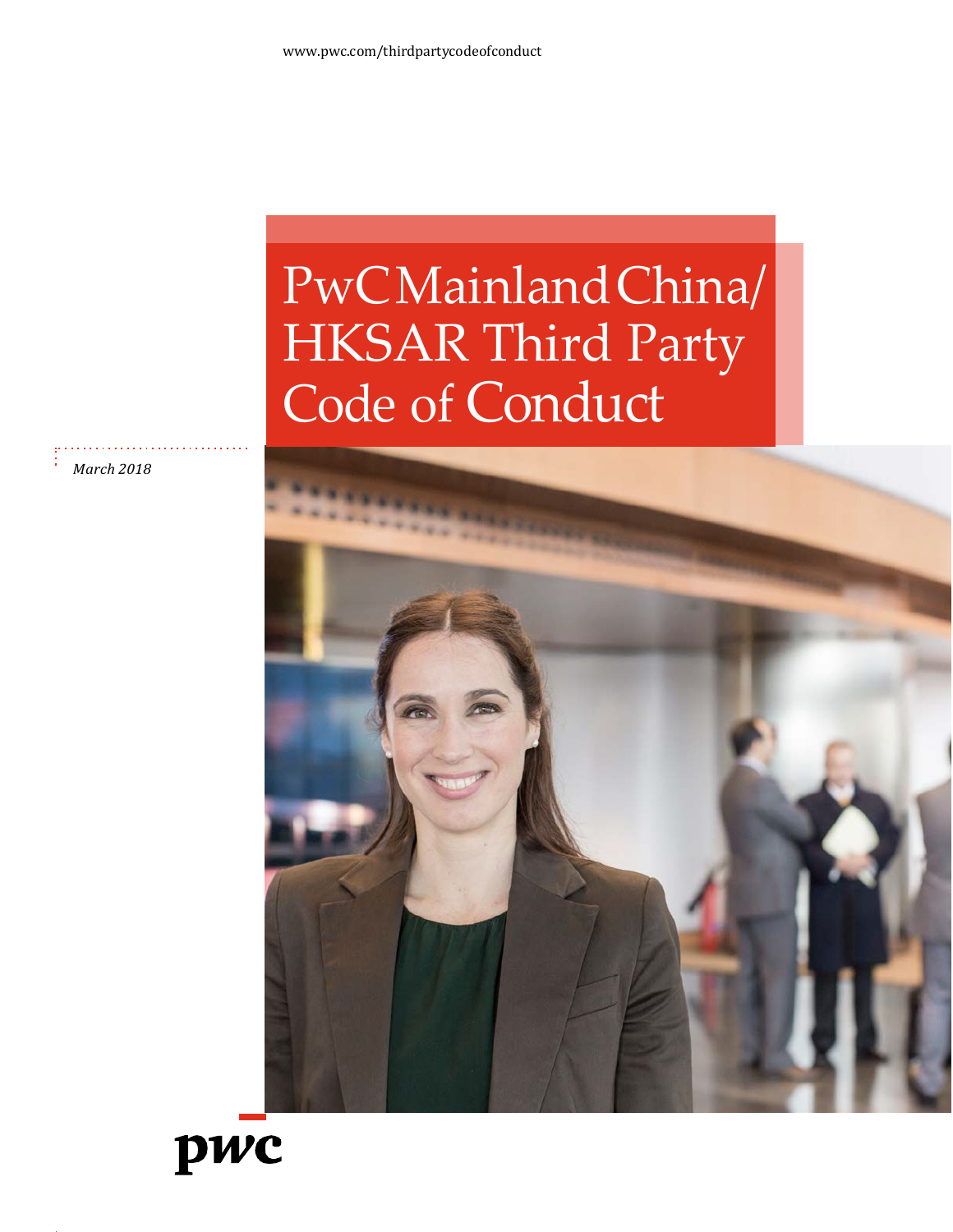www.pwc.com/thirdpartycodeofconduct

# PwC Mainland China/ HKSAR Third Party Code of Conduct

*March 2018*

pwc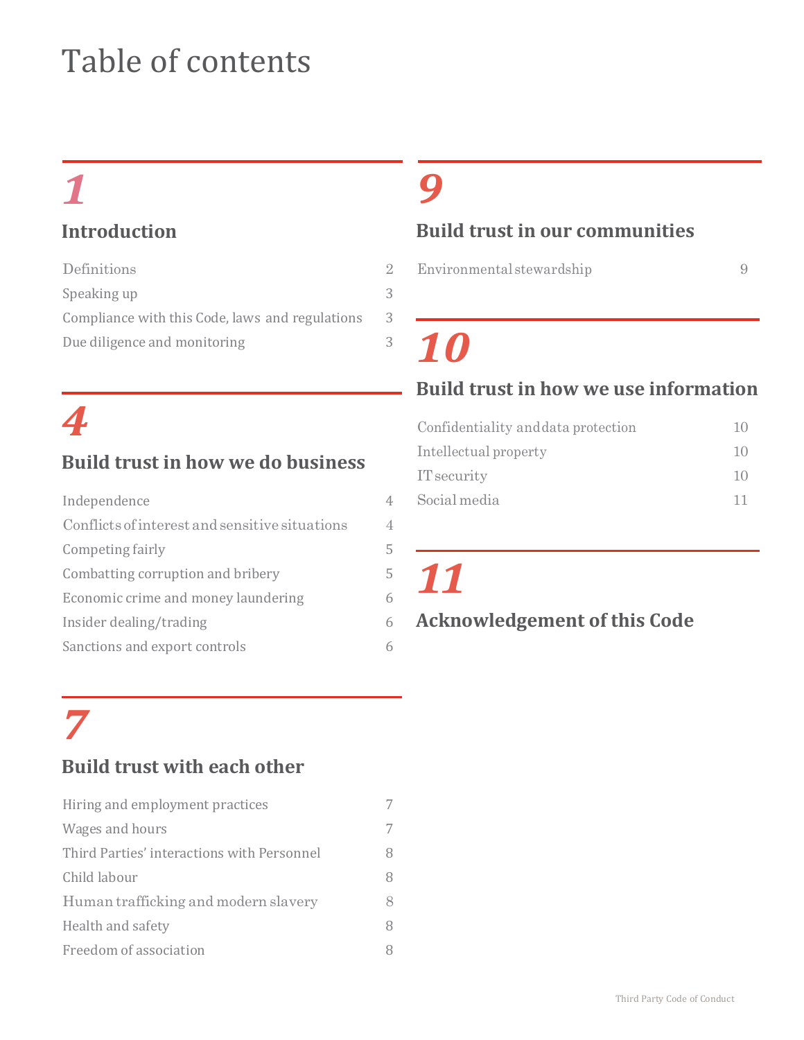# Table of contents

## 1

### Introduction

| | |
|---|---|
| Definitions | 2 |
| Speaking up | 3 |
| Compliance with this Code, laws and regulations | 3 |
| Due diligence and monitoring | 3 |

## 4

### Build trust in how we do business

| | |
|---|---|
| Independence | 4 |
| Conflicts of interest and sensitive situations | 4 |
| Competing fairly | 5 |
| Combatting corruption and bribery | 5 |
| Economic crime and money laundering | 6 |
| Insider dealing/trading | 6 |
| Sanctions and export controls | 6 |

## 7

### Build trust with each other

| | |
|---|---|
| Hiring and employment practices | 7 |
| Wages and hours | 7 |
| Third Parties' interactions with Personnel | 8 |
| Child labour | 8 |
| Human trafficking and modern slavery | 8 |
| Health and safety | 8 |
| Freedom of association | 8 |

## 9

### Build trust in our communities

| | |
|---|---|
| Environmental stewardship | 9 |

## 10

### Build trust in how we use information

| | |
|---|---|
| Confidentiality and data protection | 10 |
| Intellectual property | 10 |
| IT security | 10 |
| Social media | 11 |

## 11

### Acknowledgement of this Code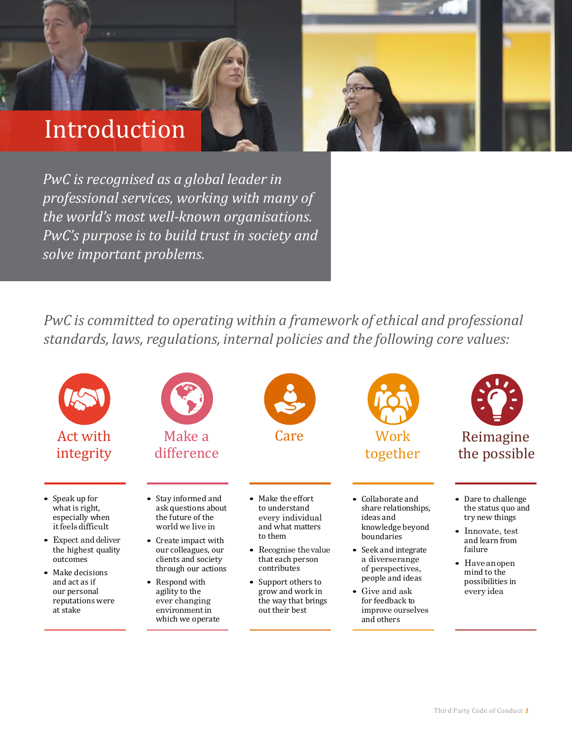# Introduction

*PwC is recognised as a global leader in professional services, working with many of the world's most well-known organisations. PwC's purpose is to build trust in society and solve important problems.*

*PwC is committed to operating within a framework of ethical and professional standards, laws, regulations, internal policies and the following core values:*

### Act with integrity

- Speak up for what is right, especially when it feels difficult
- Expect and deliver the highest quality outcomes
- Make decisions and act as if our personal reputations were at stake

### Make a difference

- Stay informed and ask questions about the future of the world we live in
- Create impact with our colleagues, our clients and society through our actions
- Respond with agility to the ever changing environment in which we operate

### Care

- Make the effort to understand every individual and what matters to them
- Recognise the value that each person contributes
- Support others to grow and work in the way that brings out their best

### Work together

- Collaborate and share relationships, ideas and knowledge beyond boundaries
- Seek and integrate a diverserange of perspectives, people and ideas
- Give and ask for feedback to improve ourselves and others

### Reimagine the possible

- Dare to challenge the status quo and try new things
- Innovate, test and learn from failure
- Have an open mind to the possibilities in every idea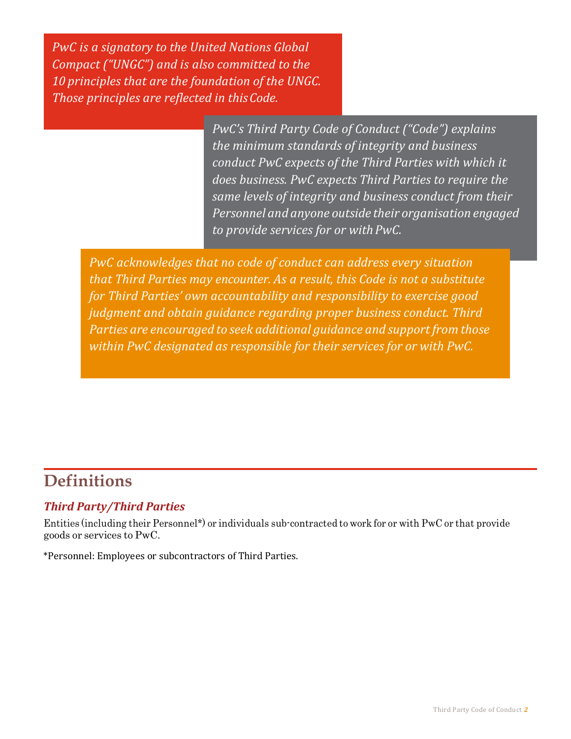*PwC is a signatory to the United Nations Global Compact ("UNGC") and is also committed to the 10 principles that are the foundation of the UNGC. Those principles are reflected in this Code.*

*PwC's Third Party Code of Conduct ("Code") explains the minimum standards of integrity and business conduct PwC expects of the Third Parties with which it does business. PwC expects Third Parties to require the same levels of integrity and business conduct from their Personnel and anyone outside their organisation engaged to provide services for or with PwC.*

*PwC acknowledges that no code of conduct can address every situation that Third Parties may encounter. As a result, this Code is not a substitute for Third Parties' own accountability and responsibility to exercise good judgment and obtain guidance regarding proper business conduct. Third Parties are encouraged to seek additional guidance and support from those within PwC designated as responsible for their services for or with PwC.*

## Definitions

### *Third Party/Third Parties*

Entities (including their Personnel*) or individuals sub-contracted to work for or with PwC or that provide goods or services to PwC.

*Personnel: Employees or subcontractors of Third Parties.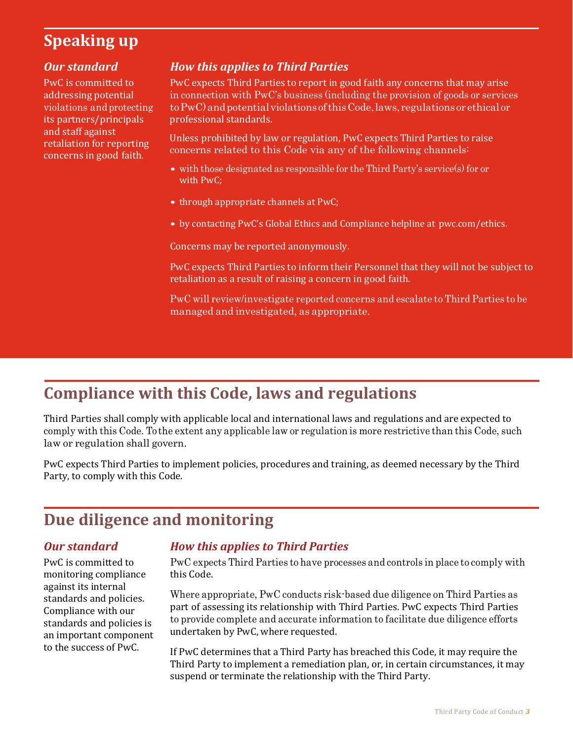## Speaking up

### *Our standard*

PwC is committed to addressing potential violations and protecting its partners/principals and staff against retaliation for reporting concerns in good faith.

### *How this applies to Third Parties*

PwC expects Third Parties to report in good faith any concerns that may arise in connection with PwC's business (including the provision of goods or services to PwC) and potential violations of this Code, laws, regulations or ethical or professional standards.

Unless prohibited by law or regulation, PwC expects Third Parties to raise concerns related to this Code via any of the following channels:

- with those designated as responsible for the Third Party's service(s) for or with PwC;
- through appropriate channels at PwC;
- by contacting PwC's Global Ethics and Compliance helpline at pwc.com/ethics.

Concerns may be reported anonymously.

PwC expects Third Parties to inform their Personnel that they will not be subject to retaliation as a result of raising a concern in good faith.

PwC will review/investigate reported concerns and escalate to Third Parties to be managed and investigated, as appropriate.

## Compliance with this Code, laws and regulations

Third Parties shall comply with applicable local and international laws and regulations and are expected to comply with this Code. To the extent any applicable law or regulation is more restrictive than this Code, such law or regulation shall govern.

PwC expects Third Parties to implement policies, procedures and training, as deemed necessary by the Third Party, to comply with this Code.

## Due diligence and monitoring

### *Our standard*

PwC is committed to monitoring compliance against its internal standards and policies. Compliance with our standards and policies is an important component to the success of PwC.

### *How this applies to Third Parties*

PwC expects Third Parties to have processes and controls in place to comply with this Code.

Where appropriate, PwC conducts risk-based due diligence on Third Parties as part of assessing its relationship with Third Parties. PwC expects Third Parties to provide complete and accurate information to facilitate due diligence efforts undertaken by PwC, where requested.

If PwC determines that a Third Party has breached this Code, it may require the Third Party to implement a remediation plan, or, in certain circumstances, it may suspend or terminate the relationship with the Third Party.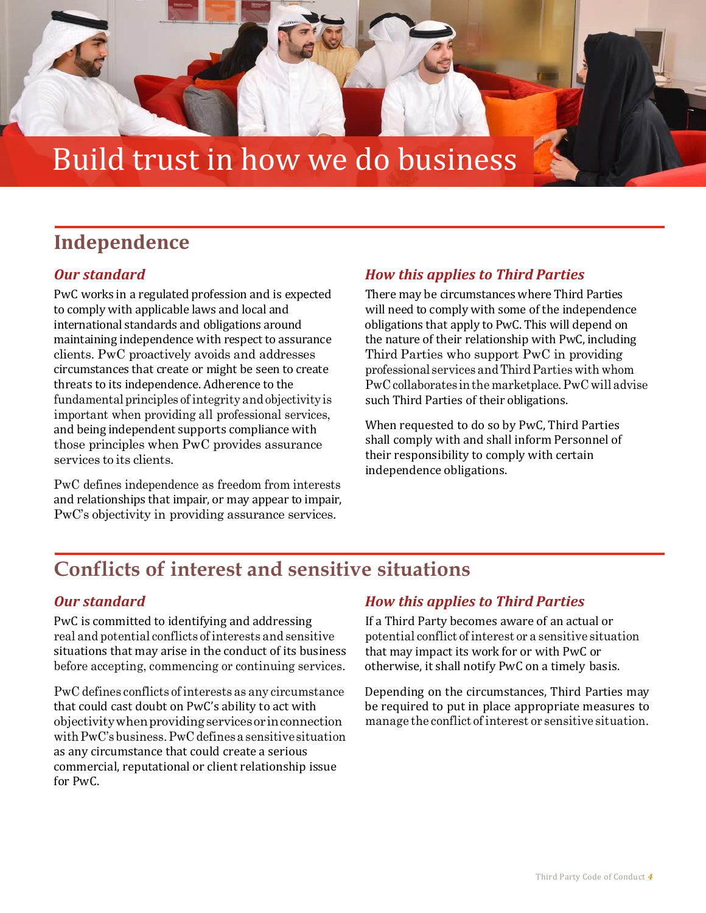# Build trust in how we do business

## Independence

### *Our standard*

PwC works in a regulated profession and is expected to comply with applicable laws and local and international standards and obligations around maintaining independence with respect to assurance clients. PwC proactively avoids and addresses circumstances that create or might be seen to create threats to its independence. Adherence to the fundamental principles of integrity and objectivity is important when providing all professional services, and being independent supports compliance with those principles when PwC provides assurance services to its clients.

PwC defines independence as freedom from interests and relationships that impair, or may appear to impair, PwC's objectivity in providing assurance services.

### *How this applies to Third Parties*

There may be circumstances where Third Parties will need to comply with some of the independence obligations that apply to PwC. This will depend on the nature of their relationship with PwC, including Third Parties who support PwC in providing professional services and Third Parties with whom PwC collaborates in the marketplace. PwC will advise such Third Parties of their obligations.

When requested to do so by PwC, Third Parties shall comply with and shall inform Personnel of their responsibility to comply with certain independence obligations.

## Conflicts of interest and sensitive situations

### *Our standard*

PwC is committed to identifying and addressing real and potential conflicts of interests and sensitive situations that may arise in the conduct of its business before accepting, commencing or continuing services.

PwC defines conflicts of interests as any circumstance that could cast doubt on PwC's ability to act with objectivity when providing services or in connection with PwC's business. PwC defines a sensitive situation as any circumstance that could create a serious commercial, reputational or client relationship issue for PwC.

### *How this applies to Third Parties*

If a Third Party becomes aware of an actual or potential conflict of interest or a sensitive situation that may impact its work for or with PwC or otherwise, it shall notify PwC on a timely basis.

Depending on the circumstances, Third Parties may be required to put in place appropriate measures to manage the conflict of interest or sensitive situation.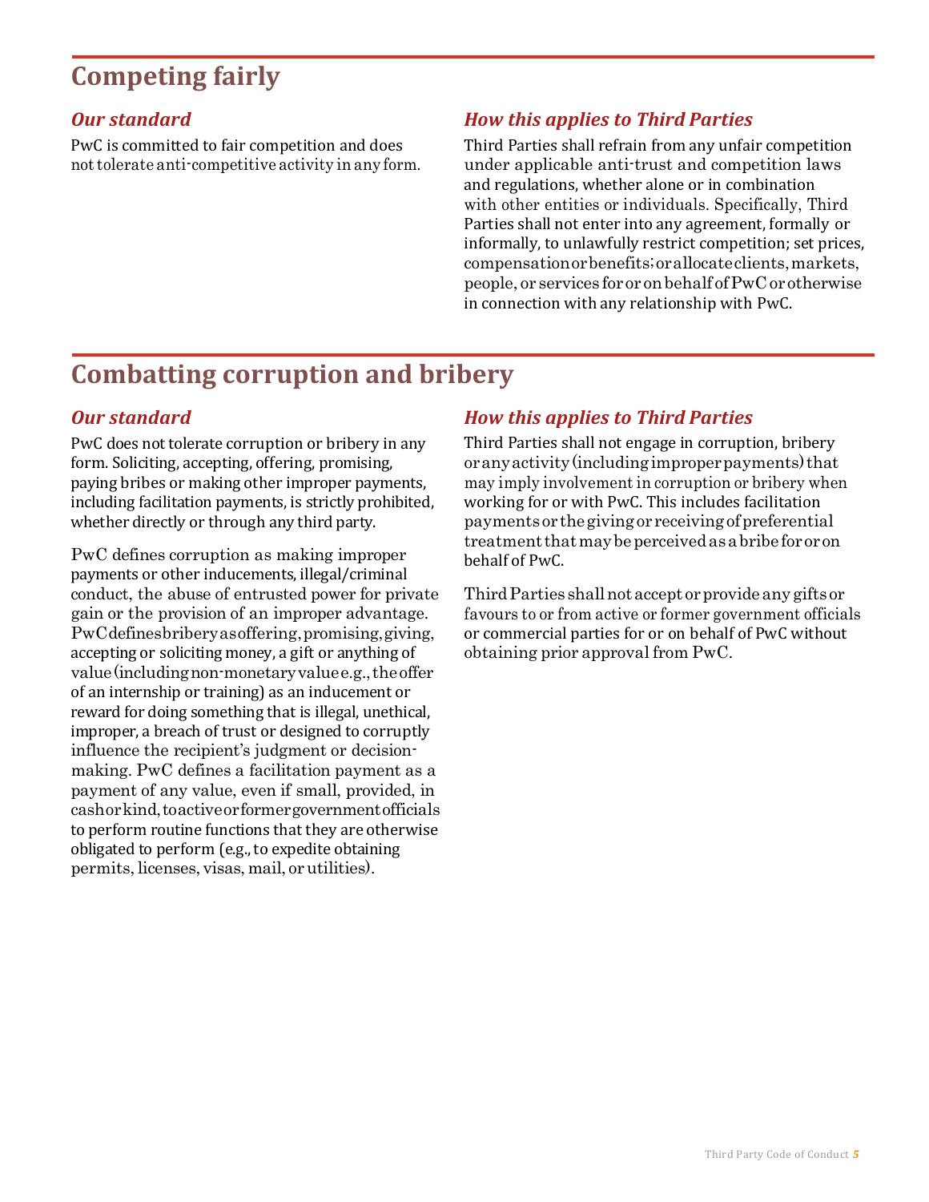## Competing fairly

### *Our standard*

PwC is committed to fair competition and does not tolerate anti-competitive activity in any form.

### *How this applies to Third Parties*

Third Parties shall refrain from any unfair competition under applicable anti-trust and competition laws and regulations, whether alone or in combination with other entities or individuals. Specifically, Third Parties shall not enter into any agreement, formally or informally, to unlawfully restrict competition; set prices, compensation or benefits; or allocate clients, markets, people, or services for or on behalf of PwC or otherwise in connection with any relationship with PwC.

## Combatting corruption and bribery

### *Our standard*

PwC does not tolerate corruption or bribery in any form. Soliciting, accepting, offering, promising, paying bribes or making other improper payments, including facilitation payments, is strictly prohibited, whether directly or through any third party.

PwC defines corruption as making improper payments or other inducements, illegal/criminal conduct, the abuse of entrusted power for private gain or the provision of an improper advantage. PwC defines bribery as offering, promising, giving, accepting or soliciting money, a gift or anything of value (including non-monetary value e.g., the offer of an internship or training) as an inducement or reward for doing something that is illegal, unethical, improper, a breach of trust or designed to corruptly influence the recipient's judgment or decision-making. PwC defines a facilitation payment as a payment of any value, even if small, provided, in cash or kind, to active or former government officials to perform routine functions that they are otherwise obligated to perform (e.g., to expedite obtaining permits, licenses, visas, mail, or utilities).

### *How this applies to Third Parties*

Third Parties shall not engage in corruption, bribery or any activity (including improper payments) that may imply involvement in corruption or bribery when working for or with PwC. This includes facilitation payments or the giving or receiving of preferential treatment that may be perceived as a bribe for or on behalf of PwC.

Third Parties shall not accept or provide any gifts or favours to or from active or former government officials or commercial parties for or on behalf of PwC without obtaining prior approval from PwC.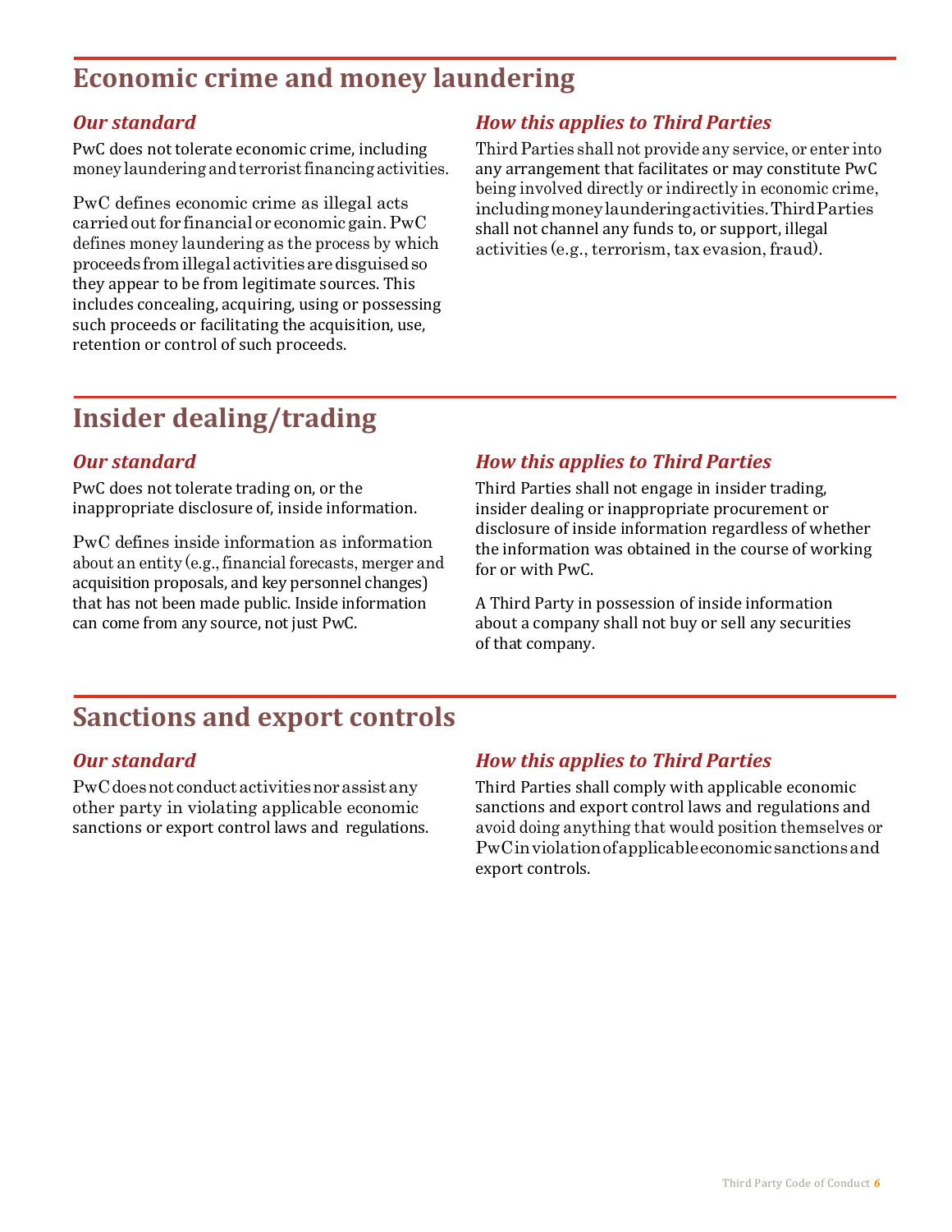## Economic crime and money laundering

### *Our standard*

PwC does not tolerate economic crime, including money laundering and terrorist financing activities.

PwC defines economic crime as illegal acts carried out for financial or economic gain. PwC defines money laundering as the process by which proceeds from illegal activities are disguised so they appear to be from legitimate sources. This includes concealing, acquiring, using or possessing such proceeds or facilitating the acquisition, use, retention or control of such proceeds.

### *How this applies to Third Parties*

Third Parties shall not provide any service, or enter into any arrangement that facilitates or may constitute PwC being involved directly or indirectly in economic crime, including money laundering activities. Third Parties shall not channel any funds to, or support, illegal activities (e.g., terrorism, tax evasion, fraud).

## Insider dealing/trading

### *Our standard*

PwC does not tolerate trading on, or the inappropriate disclosure of, inside information.

PwC defines inside information as information about an entity (e.g., financial forecasts, merger and acquisition proposals, and key personnel changes) that has not been made public. Inside information can come from any source, not just PwC.

### *How this applies to Third Parties*

Third Parties shall not engage in insider trading, insider dealing or inappropriate procurement or disclosure of inside information regardless of whether the information was obtained in the course of working for or with PwC.

A Third Party in possession of inside information about a company shall not buy or sell any securities of that company.

## Sanctions and export controls

### *Our standard*

PwC does not conduct activities nor assist any other party in violating applicable economic sanctions or export control laws and regulations.

### *How this applies to Third Parties*

Third Parties shall comply with applicable economic sanctions and export control laws and regulations and avoid doing anything that would position themselves or PwC in violation of applicable economic sanctions and export controls.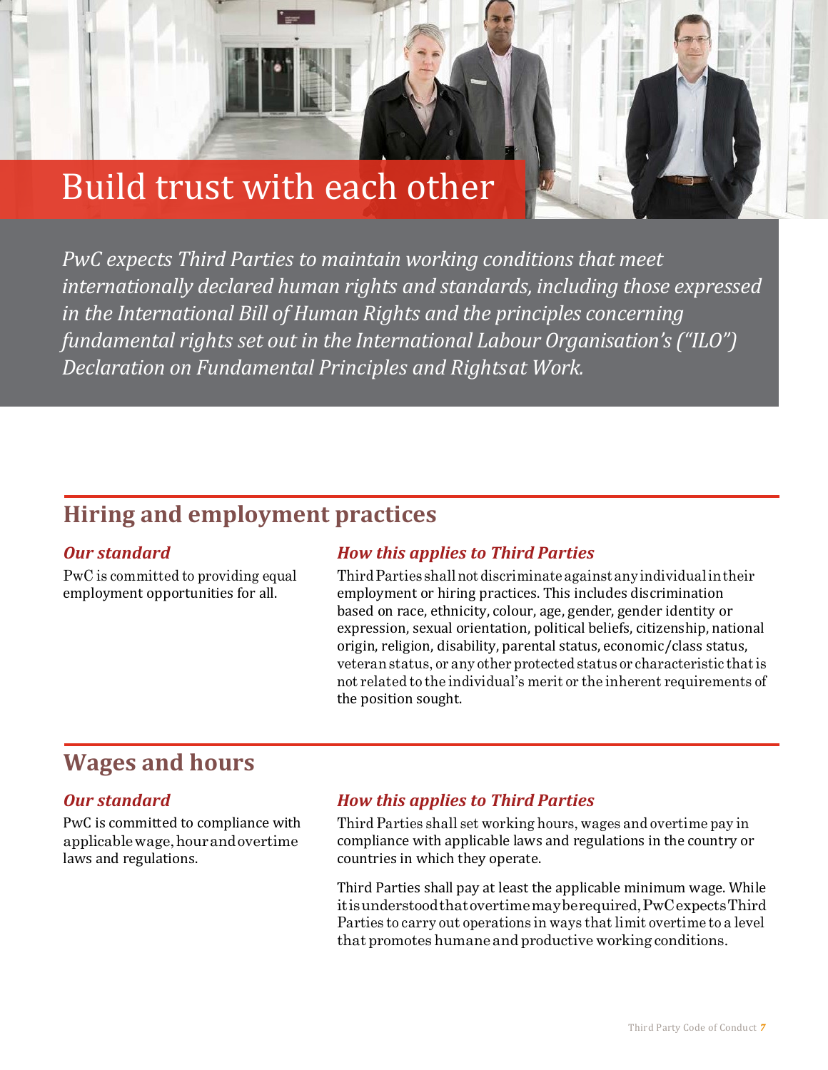# Build trust with each other

*PwC expects Third Parties to maintain working conditions that meet internationally declared human rights and standards, including those expressed in the International Bill of Human Rights and the principles concerning fundamental rights set out in the International Labour Organisation's ("ILO") Declaration on Fundamental Principles and Rights at Work.*

## Hiring and employment practices

### *Our standard*

PwC is committed to providing equal employment opportunities for all.

### *How this applies to Third Parties*

Third Parties shall not discriminate against any individual in their employment or hiring practices. This includes discrimination based on race, ethnicity, colour, age, gender, gender identity or expression, sexual orientation, political beliefs, citizenship, national origin, religion, disability, parental status, economic/class status, veteran status, or any other protected status or characteristic that is not related to the individual's merit or the inherent requirements of the position sought.

## Wages and hours

### *Our standard*

PwC is committed to compliance with applicable wage, hour and overtime laws and regulations.

### *How this applies to Third Parties*

Third Parties shall set working hours, wages and overtime pay in compliance with applicable laws and regulations in the country or countries in which they operate.

Third Parties shall pay at least the applicable minimum wage. While it is understood that overtime may be required, PwC expects Third Parties to carry out operations in ways that limit overtime to a level that promotes humane and productive working conditions.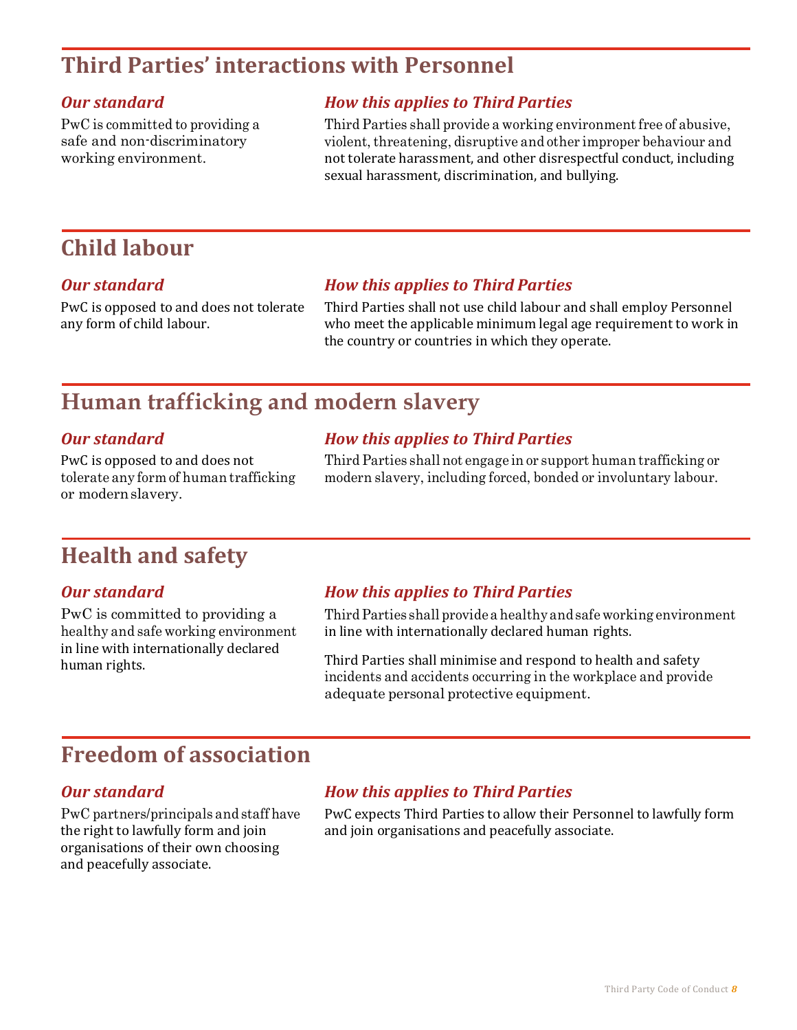## Third Parties' interactions with Personnel

### *Our standard*

PwC is committed to providing a safe and non-discriminatory working environment.

### *How this applies to Third Parties*

Third Parties shall provide a working environment free of abusive, violent, threatening, disruptive and other improper behaviour and not tolerate harassment, and other disrespectful conduct, including sexual harassment, discrimination, and bullying.

## Child labour

### *Our standard*

PwC is opposed to and does not tolerate any form of child labour.

### *How this applies to Third Parties*

Third Parties shall not use child labour and shall employ Personnel who meet the applicable minimum legal age requirement to work in the country or countries in which they operate.

## Human trafficking and modern slavery

### *Our standard*

PwC is opposed to and does not tolerate any form of human trafficking or modern slavery.

### *How this applies to Third Parties*

Third Parties shall not engage in or support human trafficking or modern slavery, including forced, bonded or involuntary labour.

## Health and safety

### *Our standard*

PwC is committed to providing a healthy and safe working environment in line with internationally declared human rights.

### *How this applies to Third Parties*

Third Parties shall provide a healthy and safe working environment in line with internationally declared human rights.

Third Parties shall minimise and respond to health and safety incidents and accidents occurring in the workplace and provide adequate personal protective equipment.

## Freedom of association

### *Our standard*

PwC partners/principals and staff have the right to lawfully form and join organisations of their own choosing and peacefully associate.

### *How this applies to Third Parties*

PwC expects Third Parties to allow their Personnel to lawfully form and join organisations and peacefully associate.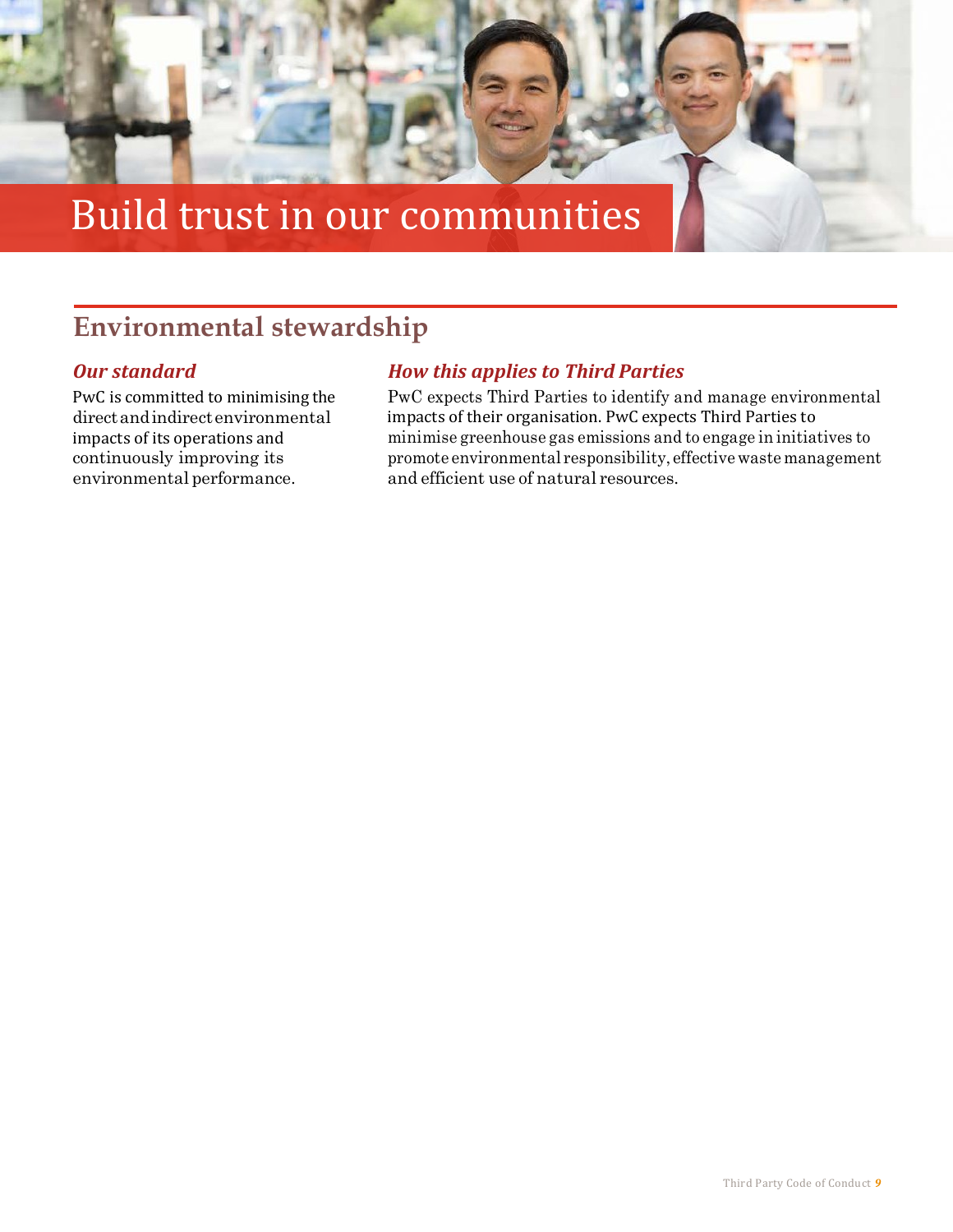# Build trust in our communities

## Environmental stewardship

### *Our standard*

PwC is committed to minimising the direct and indirect environmental impacts of its operations and continuously improving its environmental performance.

### *How this applies to Third Parties*

PwC expects Third Parties to identify and manage environmental impacts of their organisation. PwC expects Third Parties to minimise greenhouse gas emissions and to engage in initiatives to promote environmental responsibility, effective waste management and efficient use of natural resources.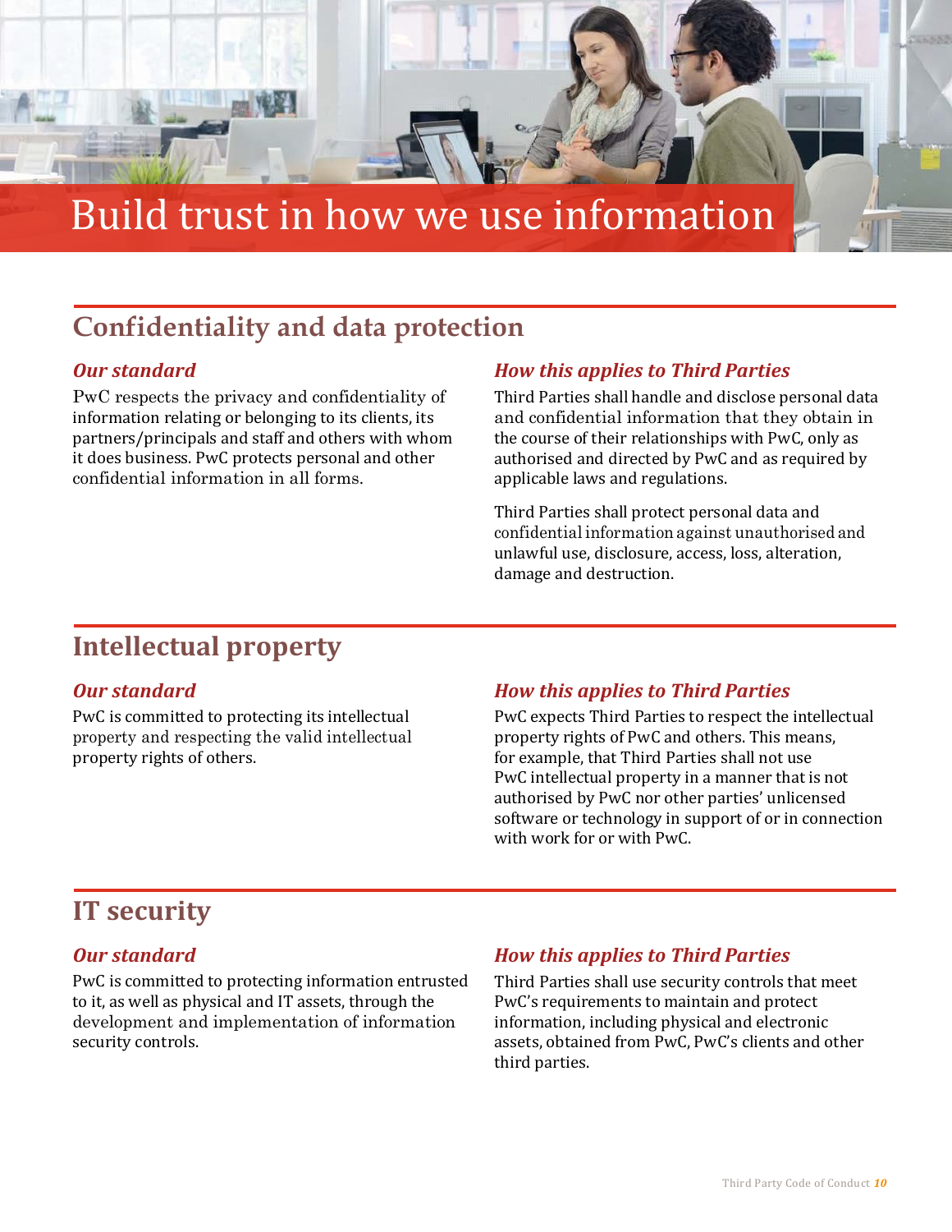# Build trust in how we use information

## Confidentiality and data protection

### *Our standard*

PwC respects the privacy and confidentiality of information relating or belonging to its clients, its partners/principals and staff and others with whom it does business. PwC protects personal and other confidential information in all forms.

### *How this applies to Third Parties*

Third Parties shall handle and disclose personal data and confidential information that they obtain in the course of their relationships with PwC, only as authorised and directed by PwC and as required by applicable laws and regulations.

Third Parties shall protect personal data and confidential information against unauthorised and unlawful use, disclosure, access, loss, alteration, damage and destruction.

## Intellectual property

### *Our standard*

PwC is committed to protecting its intellectual property and respecting the valid intellectual property rights of others.

### *How this applies to Third Parties*

PwC expects Third Parties to respect the intellectual property rights of PwC and others. This means, for example, that Third Parties shall not use PwC intellectual property in a manner that is not authorised by PwC nor other parties' unlicensed software or technology in support of or in connection with work for or with PwC.

## IT security

### *Our standard*

PwC is committed to protecting information entrusted to it, as well as physical and IT assets, through the development and implementation of information security controls.

### *How this applies to Third Parties*

Third Parties shall use security controls that meet PwC's requirements to maintain and protect information, including physical and electronic assets, obtained from PwC, PwC's clients and other third parties.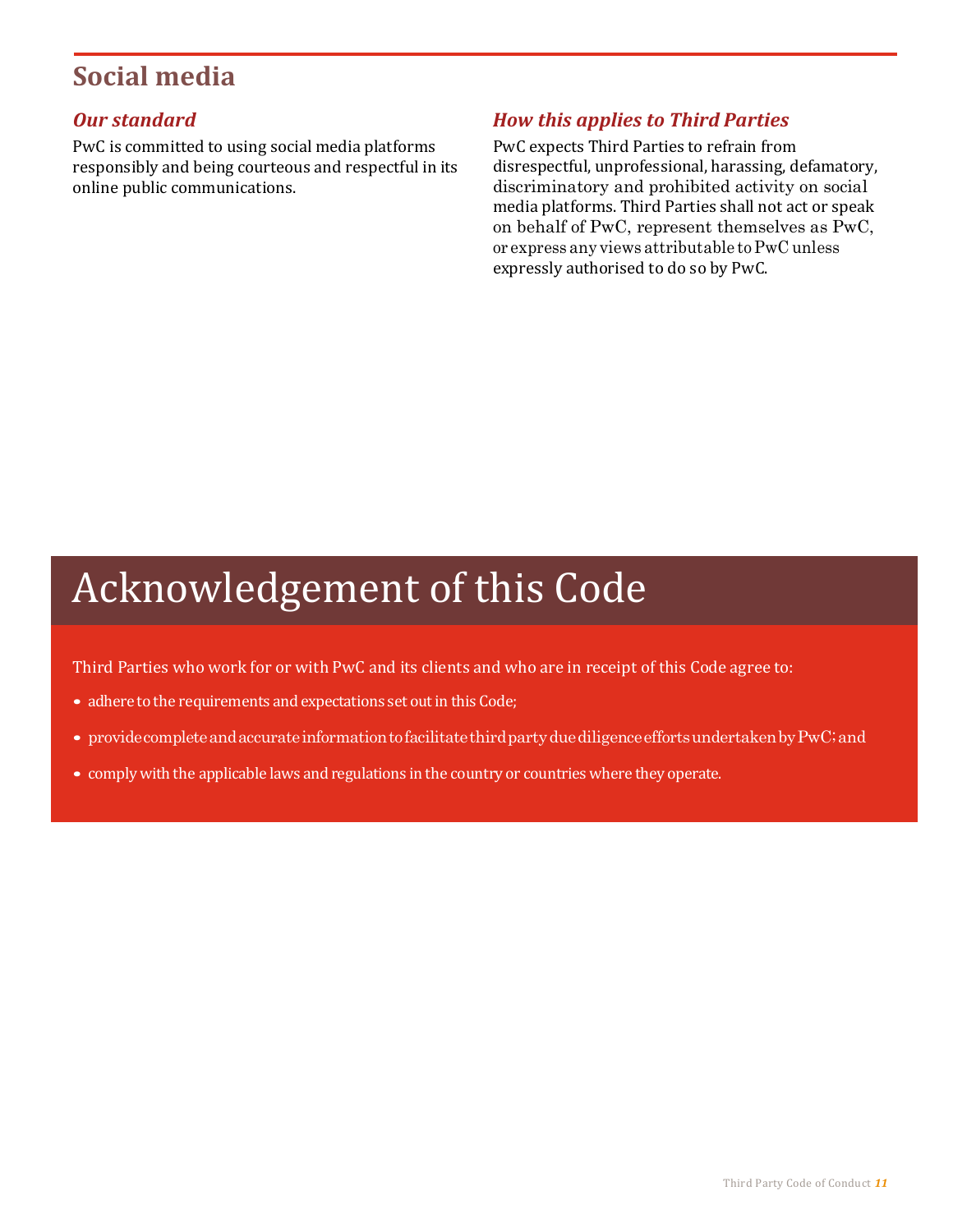## Social media

### *Our standard*

PwC is committed to using social media platforms responsibly and being courteous and respectful in its online public communications.

### *How this applies to Third Parties*

PwC expects Third Parties to refrain from disrespectful, unprofessional, harassing, defamatory, discriminatory and prohibited activity on social media platforms. Third Parties shall not act or speak on behalf of PwC, represent themselves as PwC, or express any views attributable to PwC unless expressly authorised to do so by PwC.

# Acknowledgement of this Code

Third Parties who work for or with PwC and its clients and who are in receipt of this Code agree to:

- adhere to the requirements and expectations set out in this Code;
- provide complete and accurate information to facilitate third party due diligence efforts undertaken by PwC; and
- comply with the applicable laws and regulations in the country or countries where they operate.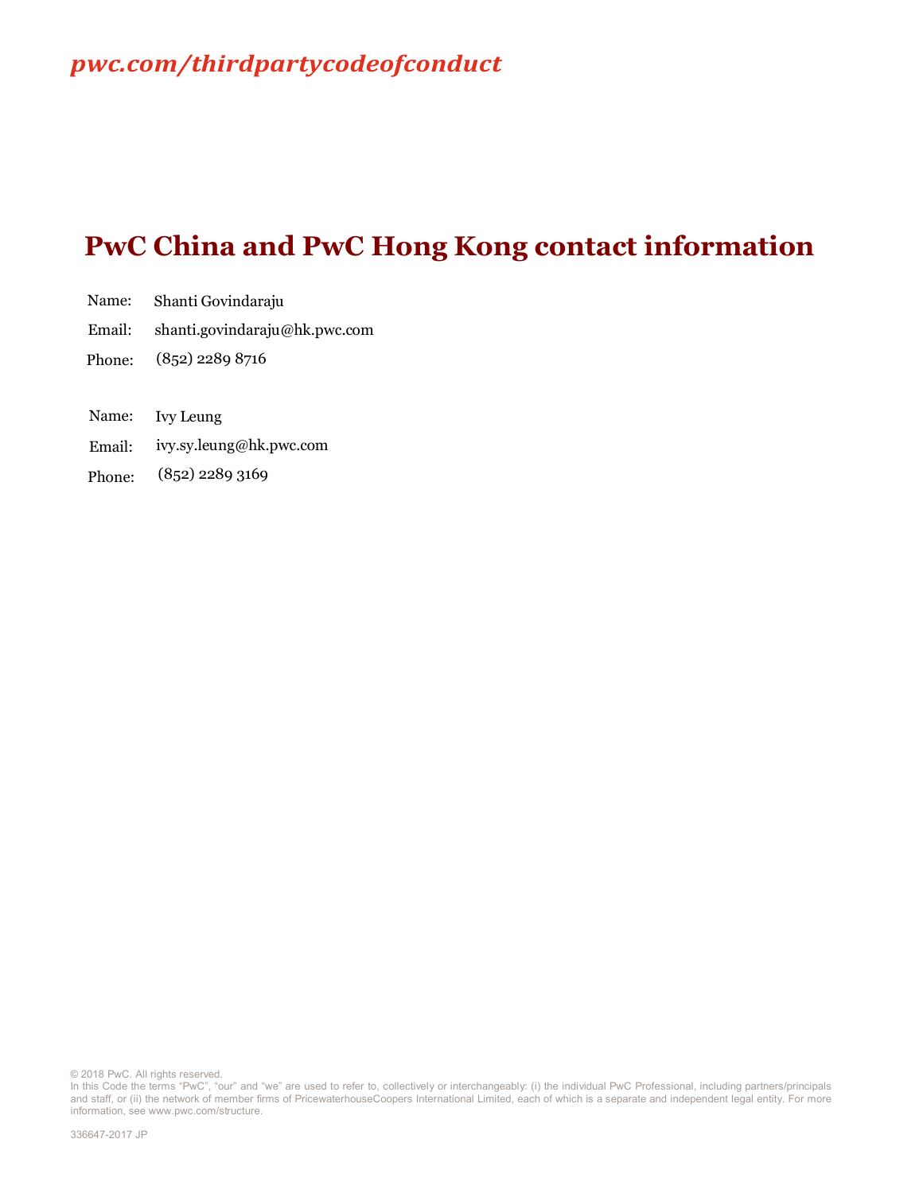*pwc.com/thirdpartycodeofconduct*

# PwC China and PwC Hong Kong contact information

Name: Shanti Govindaraju

Email: shanti.govindaraju@hk.pwc.com

Phone: (852) 2289 8716

Name: Ivy Leung

Email: ivy.sy.leung@hk.pwc.com

Phone: (852) 2289 3169

© 2018 PwC. All rights reserved.
In this Code the terms "PwC", "our" and "we" are used to refer to, collectively or interchangeably: (i) the individual PwC Professional, including partners/principals and staff, or (ii) the network of member firms of PricewaterhouseCoopers International Limited, each of which is a separate and independent legal entity. For more information, see www.pwc.com/structure.

336647-2017 JP